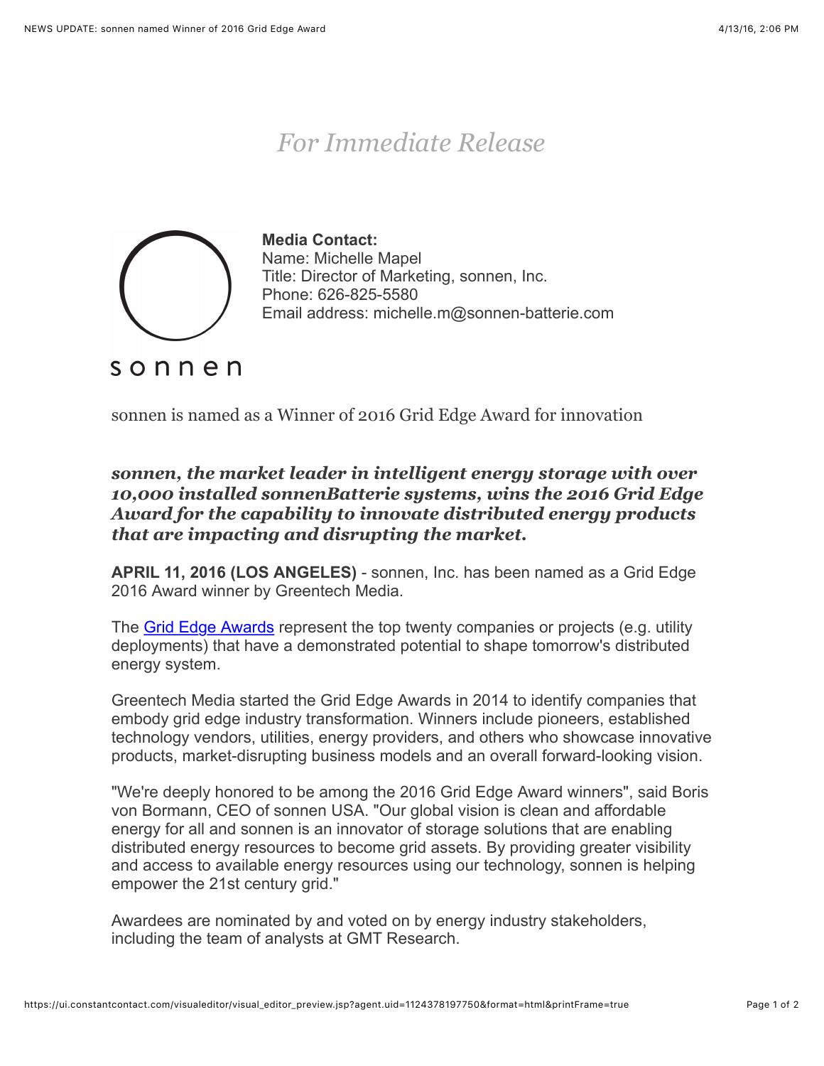*For Immediate Release*

sonnen

**Media Contact:**
Name: Michelle Mapel
Title: Director of Marketing, sonnen, Inc.
Phone: 626-825-5580
Email address: michelle.m@sonnen-batterie.com

sonnen is named as a Winner of 2016 Grid Edge Award for innovation

***sonnen, the market leader in intelligent energy storage with over 10,000 installed sonnenBatterie systems, wins the 2016 Grid Edge Award for the capability to innovate distributed energy products that are impacting and disrupting the market.***

**APRIL 11, 2016 (LOS ANGELES)** - sonnen, Inc. has been named as a Grid Edge 2016 Award winner by Greentech Media.

The Grid Edge Awards represent the top twenty companies or projects (e.g. utility deployments) that have a demonstrated potential to shape tomorrow's distributed energy system.

Greentech Media started the Grid Edge Awards in 2014 to identify companies that embody grid edge industry transformation. Winners include pioneers, established technology vendors, utilities, energy providers, and others who showcase innovative products, market-disrupting business models and an overall forward-looking vision.

"We're deeply honored to be among the 2016 Grid Edge Award winners", said Boris von Bormann, CEO of sonnen USA. "Our global vision is clean and affordable energy for all and sonnen is an innovator of storage solutions that are enabling distributed energy resources to become grid assets. By providing greater visibility and access to available energy resources using our technology, sonnen is helping empower the 21st century grid."

Awardees are nominated by and voted on by energy industry stakeholders, including the team of analysts at GMT Research.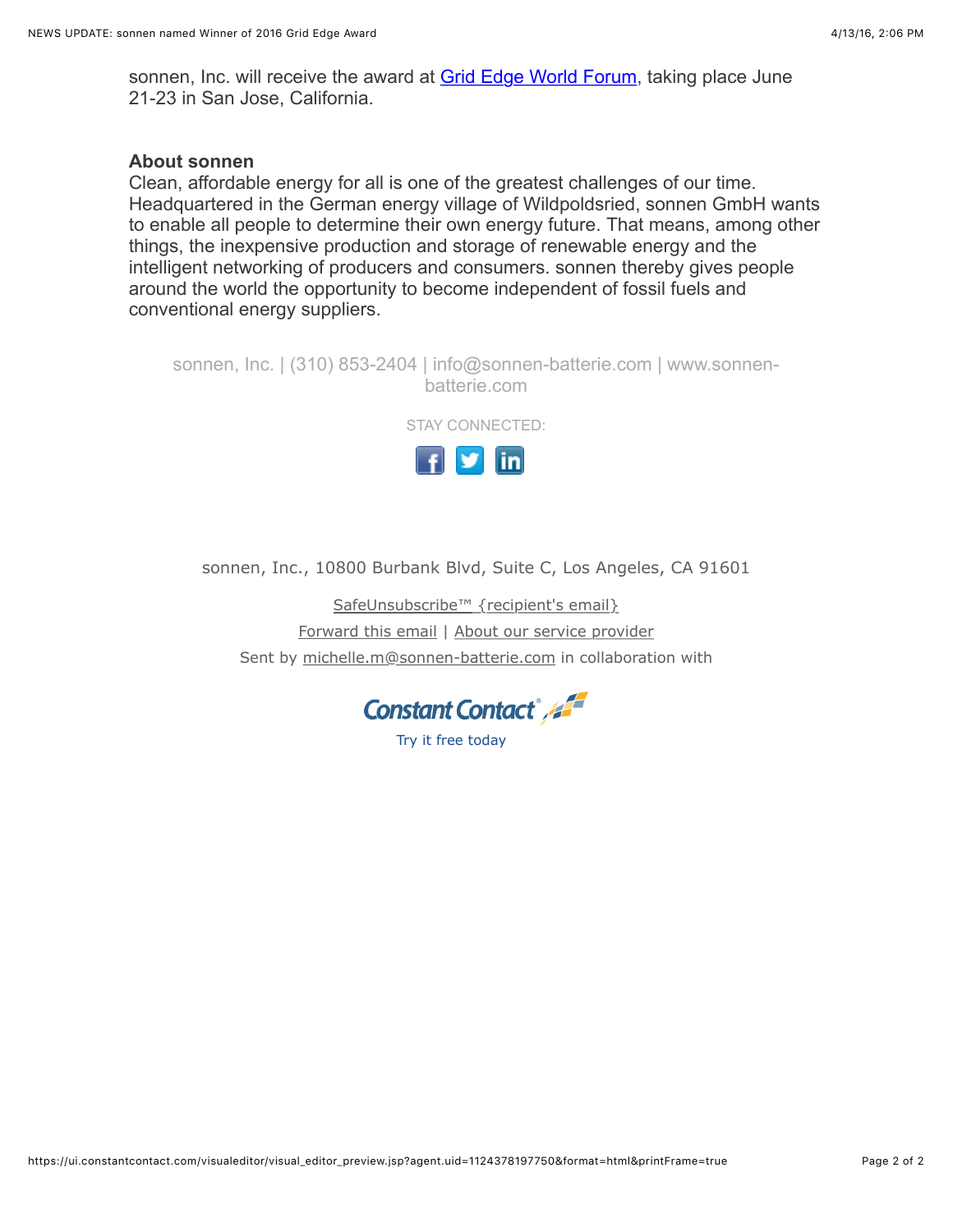sonnen, Inc. will receive the award at [Grid Edge World Forum], taking place June 21-23 in San Jose, California.

**About sonnen**

Clean, affordable energy for all is one of the greatest challenges of our time. Headquartered in the German energy village of Wildpoldsried, sonnen GmbH wants to enable all people to determine their own energy future. That means, among other things, the inexpensive production and storage of renewable energy and the intelligent networking of producers and consumers. sonnen thereby gives people around the world the opportunity to become independent of fossil fuels and conventional energy suppliers.

sonnen, Inc. | (310) 853-2404 | info@sonnen-batterie.com | www.sonnen-batterie.com

STAY CONNECTED:

sonnen, Inc., 10800 Burbank Blvd, Suite C, Los Angeles, CA 91601

SafeUnsubscribe™ {recipient's email}

Forward this email | About our service provider

Sent by michelle.m@sonnen-batterie.com in collaboration with

Constant Contact

Try it free today